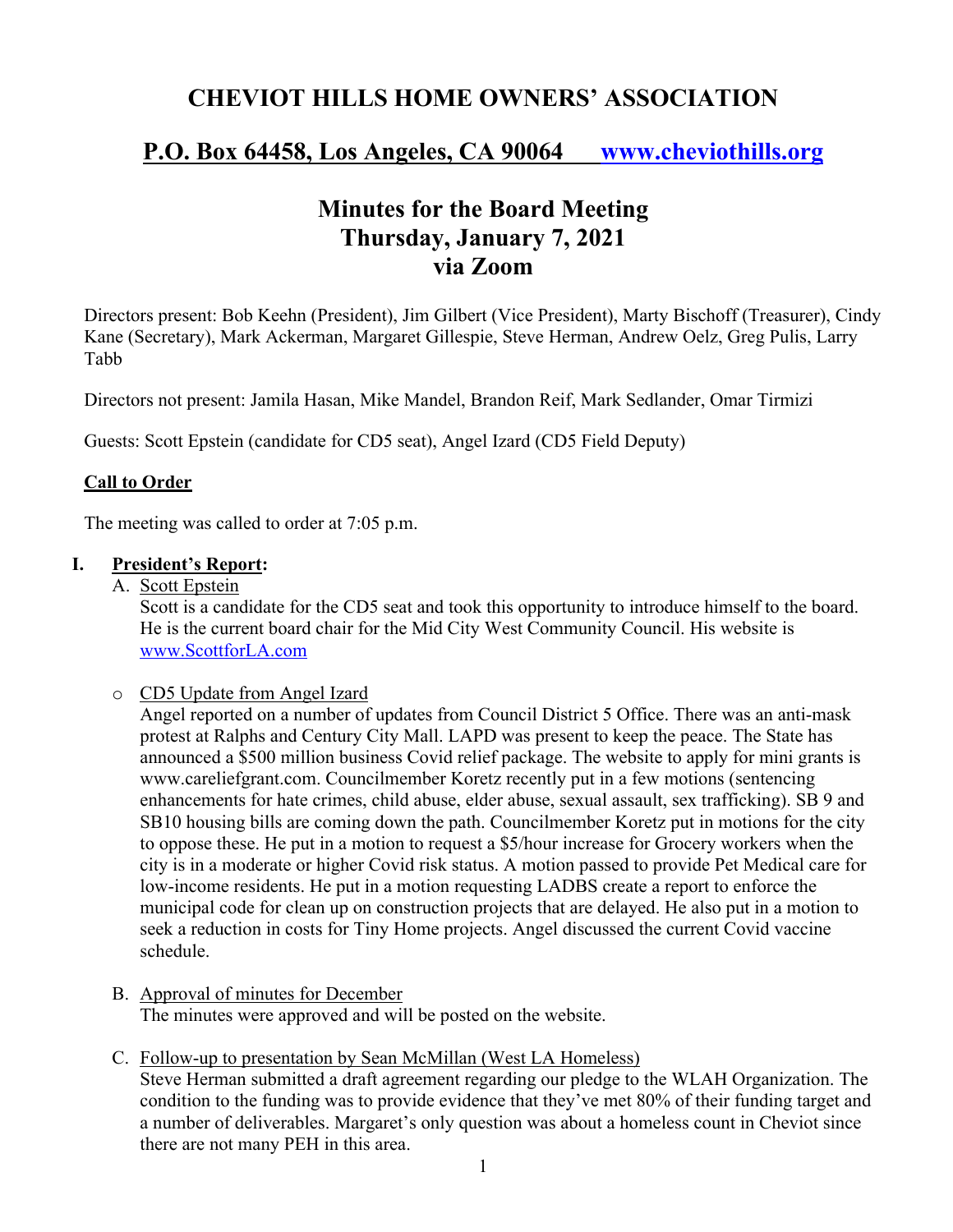# CHEVIOT HILLS HOME OWNERS' ASSOCIATION

## P.O. Box 64458, Los Angeles, CA 90064 [www.cheviothills.org](http://www.cheviothills.org)

## Minutes for the Board Meeting
## Thursday, January 7, 2021
## via Zoom

Directors present: Bob Keehn (President), Jim Gilbert (Vice President), Marty Bischoff (Treasurer), Cindy Kane (Secretary), Mark Ackerman, Margaret Gillespie, Steve Herman, Andrew Oelz, Greg Pulis, Larry Tabb

Directors not present: Jamila Hasan, Mike Mandel, Brandon Reif, Mark Sedlander, Omar Tirmizi

Guests: Scott Epstein (candidate for CD5 seat), Angel Izard (CD5 Field Deputy)

**Call to Order**

The meeting was called to order at 7:05 p.m.

**I. President's Report:**

A. Scott Epstein

Scott is a candidate for the CD5 seat and took this opportunity to introduce himself to the board. He is the current board chair for the Mid City West Community Council. His website is [www.ScottforLA.com](http://www.ScottforLA.com)

- CD5 Update from Angel Izard

Angel reported on a number of updates from Council District 5 Office. There was an anti-mask protest at Ralphs and Century City Mall. LAPD was present to keep the peace. The State has announced a $500 million business Covid relief package. The website to apply for mini grants is www.careliefgrant.com. Councilmember Koretz recently put in a few motions (sentencing enhancements for hate crimes, child abuse, elder abuse, sexual assault, sex trafficking). SB 9 and SB10 housing bills are coming down the path. Councilmember Koretz put in motions for the city to oppose these. He put in a motion to request a $5/hour increase for Grocery workers when the city is in a moderate or higher Covid risk status. A motion passed to provide Pet Medical care for low-income residents. He put in a motion requesting LADBS create a report to enforce the municipal code for clean up on construction projects that are delayed. He also put in a motion to seek a reduction in costs for Tiny Home projects. Angel discussed the current Covid vaccine schedule.

B. Approval of minutes for December

The minutes were approved and will be posted on the website.

C. Follow-up to presentation by Sean McMillan (West LA Homeless)

Steve Herman submitted a draft agreement regarding our pledge to the WLAH Organization. The condition to the funding was to provide evidence that they've met 80% of their funding target and a number of deliverables. Margaret's only question was about a homeless count in Cheviot since there are not many PEH in this area.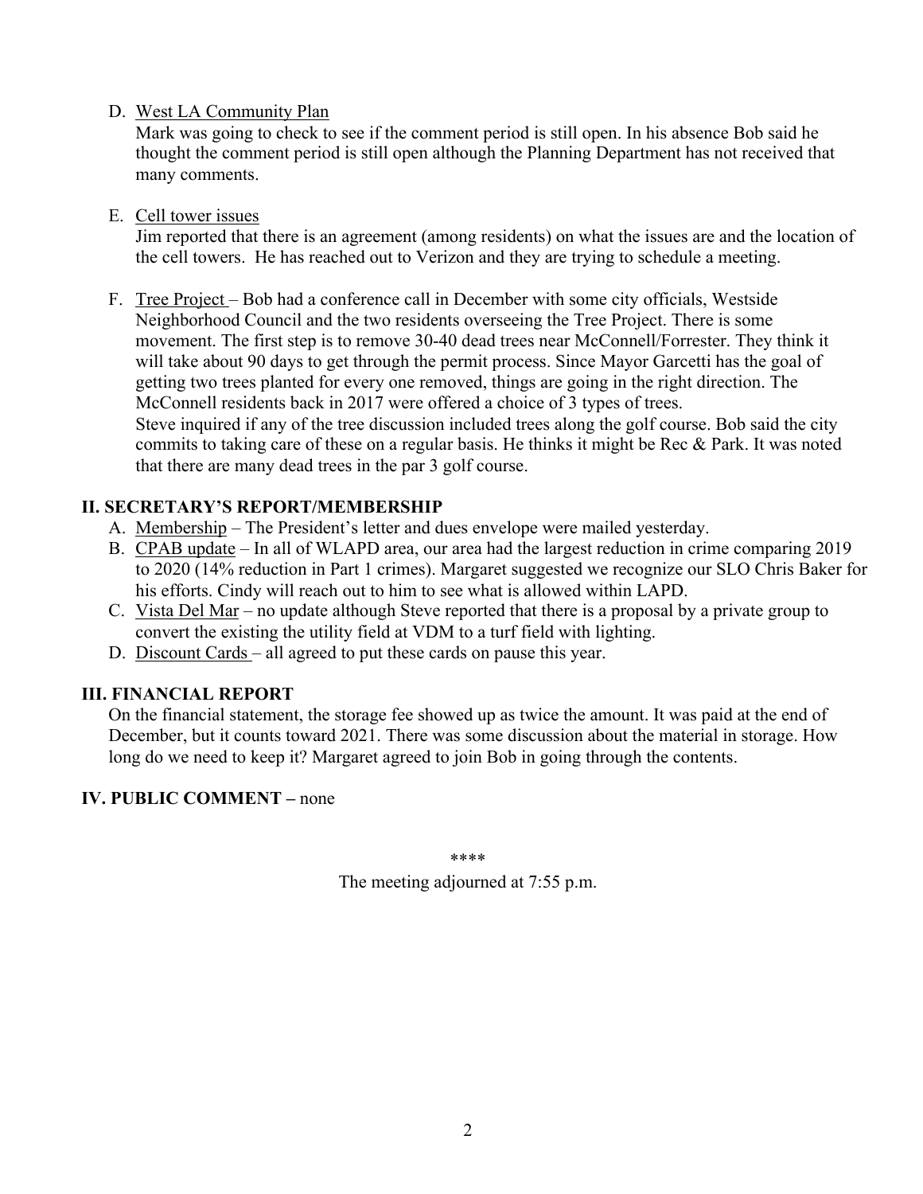D. <u>West LA Community Plan</u>
   Mark was going to check to see if the comment period is still open. In his absence Bob said he thought the comment period is still open although the Planning Department has not received that many comments.

E. <u>Cell tower issues</u>
   Jim reported that there is an agreement (among residents) on what the issues are and the location of the cell towers. He has reached out to Verizon and they are trying to schedule a meeting.

F. <u>Tree Project</u> – Bob had a conference call in December with some city officials, Westside Neighborhood Council and the two residents overseeing the Tree Project. There is some movement. The first step is to remove 30-40 dead trees near McConnell/Forrester. They think it will take about 90 days to get through the permit process. Since Mayor Garcetti has the goal of getting two trees planted for every one removed, things are going in the right direction. The McConnell residents back in 2017 were offered a choice of 3 types of trees.
   Steve inquired if any of the tree discussion included trees along the golf course. Bob said the city commits to taking care of these on a regular basis. He thinks it might be Rec & Park. It was noted that there are many dead trees in the par 3 golf course.

## II. SECRETARY'S REPORT/MEMBERSHIP

A. <u>Membership</u> – The President's letter and dues envelope were mailed yesterday.
B. <u>CPAB update</u> – In all of WLAPD area, our area had the largest reduction in crime comparing 2019 to 2020 (14% reduction in Part 1 crimes). Margaret suggested we recognize our SLO Chris Baker for his efforts. Cindy will reach out to him to see what is allowed within LAPD.
C. <u>Vista Del Mar</u> – no update although Steve reported that there is a proposal by a private group to convert the existing the utility field at VDM to a turf field with lighting.
D. <u>Discount Cards</u> – all agreed to put these cards on pause this year.

## III. FINANCIAL REPORT

On the financial statement, the storage fee showed up as twice the amount. It was paid at the end of December, but it counts toward 2021. There was some discussion about the material in storage. How long do we need to keep it? Margaret agreed to join Bob in going through the contents.

## IV. PUBLIC COMMENT – none

****

The meeting adjourned at 7:55 p.m.